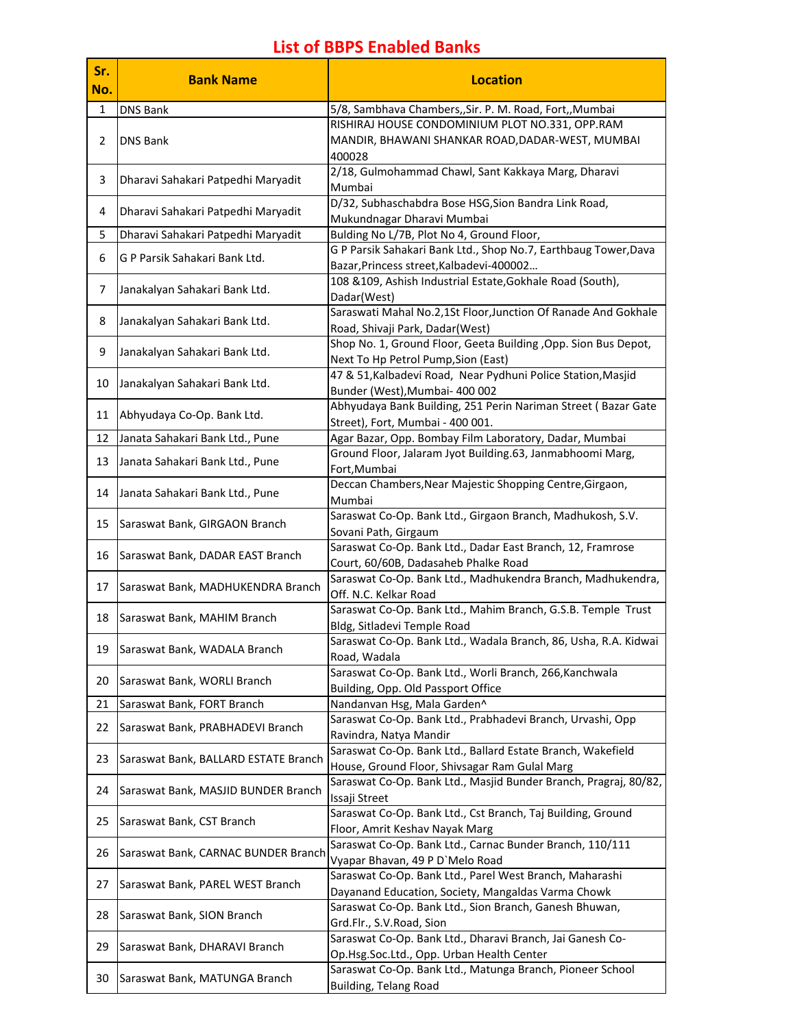# List of BBPS Enabled Banks

| Sr. No. | Bank Name | Location |
|---|---|---|
| 1 | DNS Bank | 5/8, Sambhava Chambers,,Sir. P. M. Road, Fort,,Mumbai |
| 2 | DNS Bank | RISHIRAJ HOUSE CONDOMINIUM PLOT NO.331, OPP.RAM MANDIR, BHAWANI SHANKAR ROAD,DADAR-WEST, MUMBAI 400028 |
| 3 | Dharavi Sahakari Patpedhi Maryadit | 2/18, Gulmohammad Chawl, Sant Kakkaya Marg, Dharavi Mumbai |
| 4 | Dharavi Sahakari Patpedhi Maryadit | D/32, Subhaschabdra Bose HSG,Sion Bandra Link Road, Mukundnagar Dharavi Mumbai |
| 5 | Dharavi Sahakari Patpedhi Maryadit | Bulding No L/7B, Plot No 4, Ground Floor, |
| 6 | G P Parsik Sahakari Bank Ltd. | G P Parsik Sahakari Bank Ltd., Shop No.7, Earthbaug Tower,Dava Bazar,Princess street,Kalbadevi-400002… |
| 7 | Janakalyan Sahakari Bank Ltd. | 108 &109, Ashish Industrial Estate,Gokhale Road (South), Dadar(West) |
| 8 | Janakalyan Sahakari Bank Ltd. | Saraswati Mahal No.2,1St Floor,Junction Of Ranade And Gokhale Road, Shivaji Park, Dadar(West) |
| 9 | Janakalyan Sahakari Bank Ltd. | Shop No. 1, Ground Floor, Geeta Building ,Opp. Sion Bus Depot, Next To Hp Petrol Pump,Sion (East) |
| 10 | Janakalyan Sahakari Bank Ltd. | 47 & 51,Kalbadevi Road, Near Pydhuni Police Station,Masjid Bunder (West),Mumbai- 400 002 |
| 11 | Abhyudaya Co-Op. Bank Ltd. | Abhyudaya Bank Building, 251 Perin Nariman Street ( Bazar Gate Street), Fort, Mumbai - 400 001. |
| 12 | Janata Sahakari Bank Ltd., Pune | Agar Bazar, Opp. Bombay Film Laboratory, Dadar, Mumbai |
| 13 | Janata Sahakari Bank Ltd., Pune | Ground Floor, Jalaram Jyot Building.63, Janmabhoomi Marg, Fort,Mumbai |
| 14 | Janata Sahakari Bank Ltd., Pune | Deccan Chambers,Near Majestic Shopping Centre,Girgaon, Mumbai |
| 15 | Saraswat Bank, GIRGAON Branch | Saraswat Co-Op. Bank Ltd., Girgaon Branch, Madhukosh, S.V. Sovani Path, Girgaum |
| 16 | Saraswat Bank, DADAR EAST Branch | Saraswat Co-Op. Bank Ltd., Dadar East Branch, 12, Framrose Court, 60/60B, Dadasaheb Phalke Road |
| 17 | Saraswat Bank, MADHUKENDRA Branch | Saraswat Co-Op. Bank Ltd., Madhukendra Branch, Madhukendra, Off. N.C. Kelkar Road |
| 18 | Saraswat Bank, MAHIM Branch | Saraswat Co-Op. Bank Ltd., Mahim Branch, G.S.B. Temple Trust Bldg, Sitladevi Temple Road |
| 19 | Saraswat Bank, WADALA Branch | Saraswat Co-Op. Bank Ltd., Wadala Branch, 86, Usha, R.A. Kidwai Road, Wadala |
| 20 | Saraswat Bank, WORLI Branch | Saraswat Co-Op. Bank Ltd., Worli Branch, 266,Kanchwala Building, Opp. Old Passport Office |
| 21 | Saraswat Bank, FORT Branch | Nandanvan Hsg, Mala Garden^ |
| 22 | Saraswat Bank, PRABHADEVI Branch | Saraswat Co-Op. Bank Ltd., Prabhadevi Branch, Urvashi, Opp Ravindra, Natya Mandir |
| 23 | Saraswat Bank, BALLARD ESTATE Branch | Saraswat Co-Op. Bank Ltd., Ballard Estate Branch, Wakefield House, Ground Floor, Shivsagar Ram Gulal Marg |
| 24 | Saraswat Bank, MASJID BUNDER Branch | Saraswat Co-Op. Bank Ltd., Masjid Bunder Branch, Pragraj, 80/82, Issaji Street |
| 25 | Saraswat Bank, CST Branch | Saraswat Co-Op. Bank Ltd., Cst Branch, Taj Building, Ground Floor, Amrit Keshav Nayak Marg |
| 26 | Saraswat Bank, CARNAC BUNDER Branch | Saraswat Co-Op. Bank Ltd., Carnac Bunder Branch, 110/111 Vyapar Bhavan, 49 P D`Melo Road |
| 27 | Saraswat Bank, PAREL WEST Branch | Saraswat Co-Op. Bank Ltd., Parel West Branch, Maharashi Dayanand Education, Society, Mangaldas Varma Chowk |
| 28 | Saraswat Bank, SION Branch | Saraswat Co-Op. Bank Ltd., Sion Branch, Ganesh Bhuwan, Grd.Flr., S.V.Road, Sion |
| 29 | Saraswat Bank, DHARAVI Branch | Saraswat Co-Op. Bank Ltd., Dharavi Branch, Jai Ganesh Co-Op.Hsg.Soc.Ltd., Opp. Urban Health Center |
| 30 | Saraswat Bank, MATUNGA Branch | Saraswat Co-Op. Bank Ltd., Matunga Branch, Pioneer School Building, Telang Road |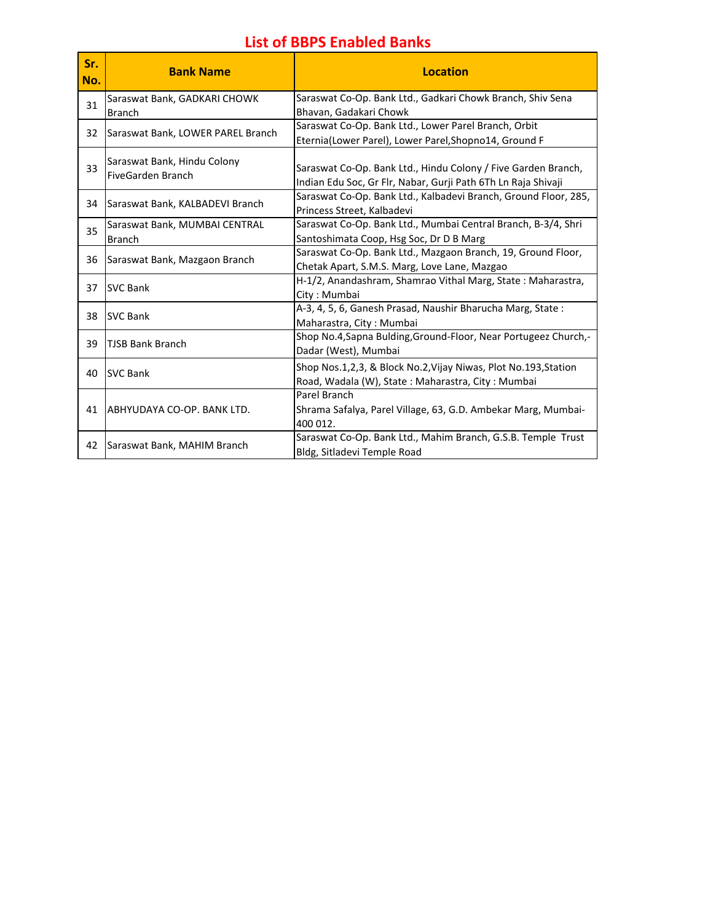# List of BBPS Enabled Banks

| Sr. No. | Bank Name | Location |
|---|---|---|
| 31 | Saraswat Bank, GADKARI CHOWK Branch | Saraswat Co-Op. Bank Ltd., Gadkari Chowk Branch, Shiv Sena Bhavan, Gadakari Chowk |
| 32 | Saraswat Bank, LOWER PAREL Branch | Saraswat Co-Op. Bank Ltd., Lower Parel Branch, Orbit Eternia(Lower Parel), Lower Parel,Shopno14, Ground F |
| 33 | Saraswat Bank, Hindu Colony FiveGarden Branch | Saraswat Co-Op. Bank Ltd., Hindu Colony / Five Garden Branch, Indian Edu Soc, Gr Flr, Nabar, Gurji Path 6Th Ln Raja Shivaji |
| 34 | Saraswat Bank, KALBADEVI Branch | Saraswat Co-Op. Bank Ltd., Kalbadevi Branch, Ground Floor, 285, Princess Street, Kalbadevi |
| 35 | Saraswat Bank, MUMBAI CENTRAL Branch | Saraswat Co-Op. Bank Ltd., Mumbai Central Branch, B-3/4, Shri Santoshimata Coop, Hsg Soc, Dr D B Marg |
| 36 | Saraswat Bank, Mazgaon Branch | Saraswat Co-Op. Bank Ltd., Mazgaon Branch, 19, Ground Floor, Chetak Apart, S.M.S. Marg, Love Lane, Mazgao |
| 37 | SVC Bank | H-1/2, Anandashram, Shamrao Vithal Marg, State : Maharastra, City : Mumbai |
| 38 | SVC Bank | A-3, 4, 5, 6, Ganesh Prasad, Naushir Bharucha Marg, State : Maharastra, City : Mumbai |
| 39 | TJSB Bank Branch | Shop No.4,Sapna Bulding,Ground-Floor, Near Portugeez Church,-Dadar (West), Mumbai |
| 40 | SVC Bank | Shop Nos.1,2,3, & Block No.2,Vijay Niwas, Plot No.193,Station Road, Wadala (W), State : Maharastra, City : Mumbai |
| 41 | ABHYUDAYA CO-OP. BANK LTD. | Parel Branch Shrama Safalya, Parel Village, 63, G.D. Ambekar Marg, Mumbai-400 012. |
| 42 | Saraswat Bank, MAHIM Branch | Saraswat Co-Op. Bank Ltd., Mahim Branch, G.S.B. Temple Trust Bldg, Sitladevi Temple Road |